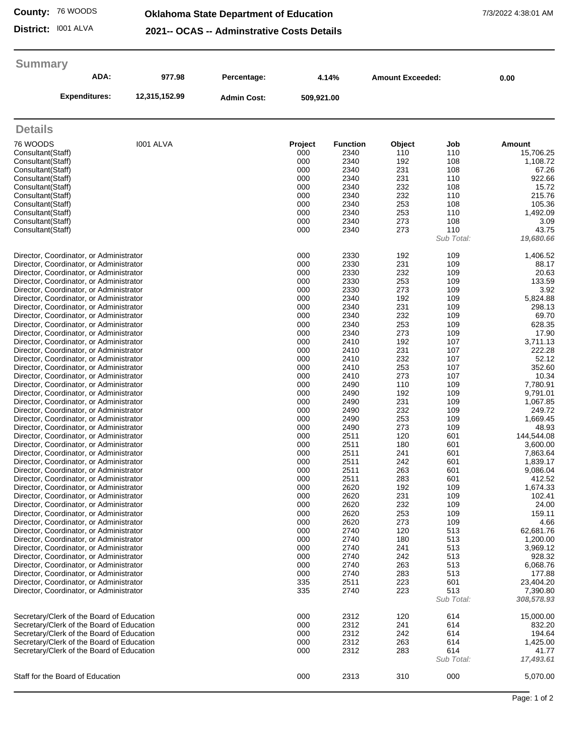**County:** 76 WOODS
**District:** I001 ALVA

**Oklahoma State Department of Education**
**2021-- OCAS -- Adminstrative Costs Details**

7/3/2022 4:38:01 AM

## Summary

| | | | | | |
|---|---|---|---|---|---|
| **ADA:** | **977.98** | **Percentage:** | **4.14%** | **Amount Exceeded:** | **0.00** |
| **Expenditures:** | **12,315,152.99** | **Admin Cost:** | **509,921.00** | | |

## Details

| 76 WOODS | I001 ALVA | Project | Function | Object | Job | Amount |
|---|---|---|---|---|---|---|
| Consultant(Staff) | | 000 | 2340 | 110 | 110 | 15,706.25 |
| Consultant(Staff) | | 000 | 2340 | 192 | 108 | 1,108.72 |
| Consultant(Staff) | | 000 | 2340 | 231 | 108 | 67.26 |
| Consultant(Staff) | | 000 | 2340 | 231 | 110 | 922.66 |
| Consultant(Staff) | | 000 | 2340 | 232 | 108 | 15.72 |
| Consultant(Staff) | | 000 | 2340 | 232 | 110 | 215.76 |
| Consultant(Staff) | | 000 | 2340 | 253 | 108 | 105.36 |
| Consultant(Staff) | | 000 | 2340 | 253 | 110 | 1,492.09 |
| Consultant(Staff) | | 000 | 2340 | 273 | 108 | 3.09 |
| Consultant(Staff) | | 000 | 2340 | 273 | 110 | 43.75 |
| | | | | | *Sub Total:* | ***19,680.66*** |
| Director, Coordinator, or Administrator | | 000 | 2330 | 192 | 109 | 1,406.52 |
| Director, Coordinator, or Administrator | | 000 | 2330 | 231 | 109 | 88.17 |
| Director, Coordinator, or Administrator | | 000 | 2330 | 232 | 109 | 20.63 |
| Director, Coordinator, or Administrator | | 000 | 2330 | 253 | 109 | 133.59 |
| Director, Coordinator, or Administrator | | 000 | 2330 | 273 | 109 | 3.92 |
| Director, Coordinator, or Administrator | | 000 | 2340 | 192 | 109 | 5,824.88 |
| Director, Coordinator, or Administrator | | 000 | 2340 | 231 | 109 | 298.13 |
| Director, Coordinator, or Administrator | | 000 | 2340 | 232 | 109 | 69.70 |
| Director, Coordinator, or Administrator | | 000 | 2340 | 253 | 109 | 628.35 |
| Director, Coordinator, or Administrator | | 000 | 2340 | 273 | 109 | 17.90 |
| Director, Coordinator, or Administrator | | 000 | 2410 | 192 | 107 | 3,711.13 |
| Director, Coordinator, or Administrator | | 000 | 2410 | 231 | 107 | 222.28 |
| Director, Coordinator, or Administrator | | 000 | 2410 | 232 | 107 | 52.12 |
| Director, Coordinator, or Administrator | | 000 | 2410 | 253 | 107 | 352.60 |
| Director, Coordinator, or Administrator | | 000 | 2410 | 273 | 107 | 10.34 |
| Director, Coordinator, or Administrator | | 000 | 2490 | 110 | 109 | 7,780.91 |
| Director, Coordinator, or Administrator | | 000 | 2490 | 192 | 109 | 9,791.01 |
| Director, Coordinator, or Administrator | | 000 | 2490 | 231 | 109 | 1,067.85 |
| Director, Coordinator, or Administrator | | 000 | 2490 | 232 | 109 | 249.72 |
| Director, Coordinator, or Administrator | | 000 | 2490 | 253 | 109 | 1,669.45 |
| Director, Coordinator, or Administrator | | 000 | 2490 | 273 | 109 | 48.93 |
| Director, Coordinator, or Administrator | | 000 | 2511 | 120 | 601 | 144,544.08 |
| Director, Coordinator, or Administrator | | 000 | 2511 | 180 | 601 | 3,600.00 |
| Director, Coordinator, or Administrator | | 000 | 2511 | 241 | 601 | 7,863.64 |
| Director, Coordinator, or Administrator | | 000 | 2511 | 242 | 601 | 1,839.17 |
| Director, Coordinator, or Administrator | | 000 | 2511 | 263 | 601 | 9,086.04 |
| Director, Coordinator, or Administrator | | 000 | 2511 | 283 | 601 | 412.52 |
| Director, Coordinator, or Administrator | | 000 | 2620 | 192 | 109 | 1,674.33 |
| Director, Coordinator, or Administrator | | 000 | 2620 | 231 | 109 | 102.41 |
| Director, Coordinator, or Administrator | | 000 | 2620 | 232 | 109 | 24.00 |
| Director, Coordinator, or Administrator | | 000 | 2620 | 253 | 109 | 159.11 |
| Director, Coordinator, or Administrator | | 000 | 2620 | 273 | 109 | 4.66 |
| Director, Coordinator, or Administrator | | 000 | 2740 | 120 | 513 | 62,681.76 |
| Director, Coordinator, or Administrator | | 000 | 2740 | 180 | 513 | 1,200.00 |
| Director, Coordinator, or Administrator | | 000 | 2740 | 241 | 513 | 3,969.12 |
| Director, Coordinator, or Administrator | | 000 | 2740 | 242 | 513 | 928.32 |
| Director, Coordinator, or Administrator | | 000 | 2740 | 263 | 513 | 6,068.76 |
| Director, Coordinator, or Administrator | | 000 | 2740 | 283 | 513 | 177.88 |
| Director, Coordinator, or Administrator | | 335 | 2511 | 223 | 601 | 23,404.20 |
| Director, Coordinator, or Administrator | | 335 | 2740 | 223 | 513 | 7,390.80 |
| | | | | | *Sub Total:* | ***308,578.93*** |
| Secretary/Clerk of the Board of Education | | 000 | 2312 | 120 | 614 | 15,000.00 |
| Secretary/Clerk of the Board of Education | | 000 | 2312 | 241 | 614 | 832.20 |
| Secretary/Clerk of the Board of Education | | 000 | 2312 | 242 | 614 | 194.64 |
| Secretary/Clerk of the Board of Education | | 000 | 2312 | 263 | 614 | 1,425.00 |
| Secretary/Clerk of the Board of Education | | 000 | 2312 | 283 | 614 | 41.77 |
| | | | | | *Sub Total:* | ***17,493.61*** |
| Staff for the Board of Education | | 000 | 2313 | 310 | 000 | 5,070.00 |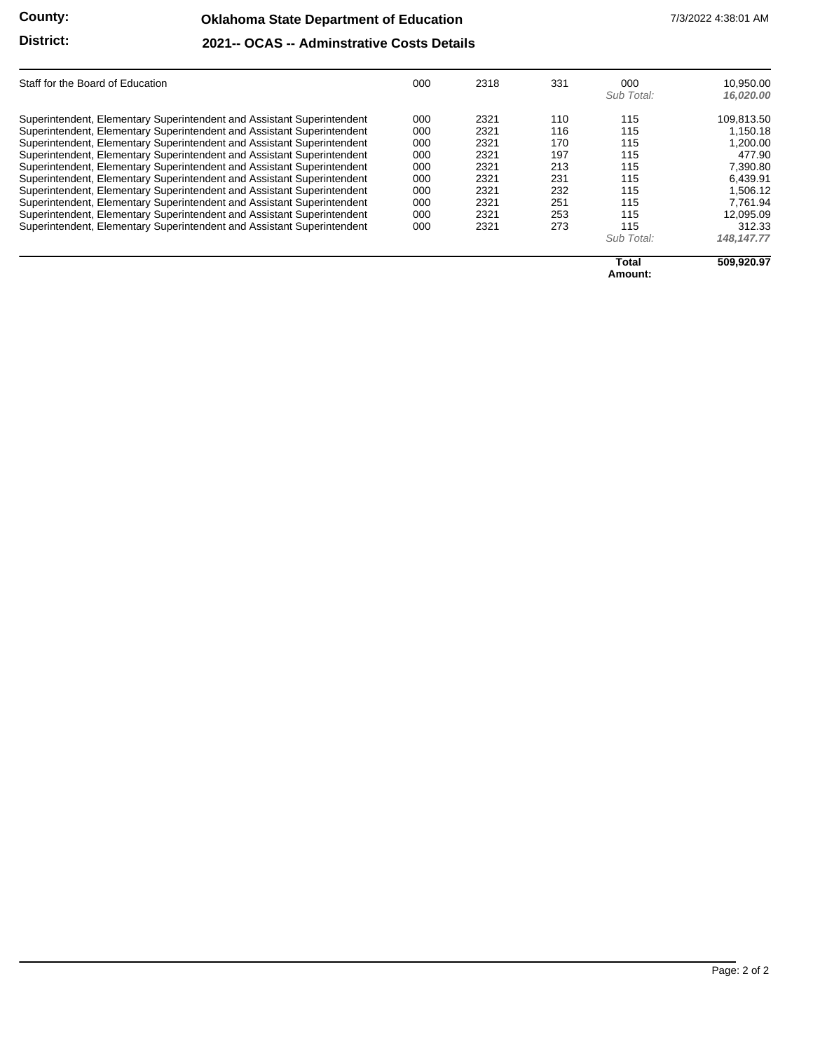**County:** **Oklahoma State Department of Education**

**District:** **2021-- OCAS -- Adminstrative Costs Details**

| | | | | | |
|---|---|---|---|---|---|
| Staff for the Board of Education | 000 | 2318 | 331 | 000 | 10,950.00 |
| | | | | *Sub Total:* | ***16,020.00*** |
| Superintendent, Elementary Superintendent and Assistant Superintendent | 000 | 2321 | 110 | 115 | 109,813.50 |
| Superintendent, Elementary Superintendent and Assistant Superintendent | 000 | 2321 | 116 | 115 | 1,150.18 |
| Superintendent, Elementary Superintendent and Assistant Superintendent | 000 | 2321 | 170 | 115 | 1,200.00 |
| Superintendent, Elementary Superintendent and Assistant Superintendent | 000 | 2321 | 197 | 115 | 477.90 |
| Superintendent, Elementary Superintendent and Assistant Superintendent | 000 | 2321 | 213 | 115 | 7,390.80 |
| Superintendent, Elementary Superintendent and Assistant Superintendent | 000 | 2321 | 231 | 115 | 6,439.91 |
| Superintendent, Elementary Superintendent and Assistant Superintendent | 000 | 2321 | 232 | 115 | 1,506.12 |
| Superintendent, Elementary Superintendent and Assistant Superintendent | 000 | 2321 | 251 | 115 | 7,761.94 |
| Superintendent, Elementary Superintendent and Assistant Superintendent | 000 | 2321 | 253 | 115 | 12,095.09 |
| Superintendent, Elementary Superintendent and Assistant Superintendent | 000 | 2321 | 273 | 115 | 312.33 |
| | | | | *Sub Total:* | ***148,147.77*** |
| | | | | **Total Amount:** | **509,920.97** |